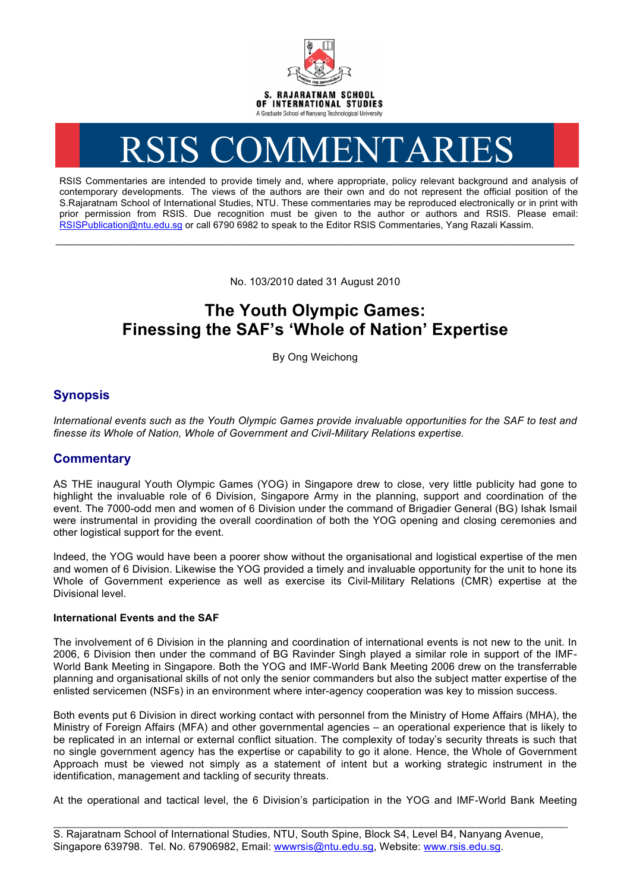S. RAJARATNAM SCHOOL OF INTERNATIONAL STUDIES

A Graduate School of Nanyang Technological University

# RSIS COMMENTARIES

RSIS Commentaries are intended to provide timely and, where appropriate, policy relevant background and analysis of contemporary developments. The views of the authors are their own and do not represent the official position of the S.Rajaratnam School of International Studies, NTU. These commentaries may be reproduced electronically or in print with prior permission from RSIS. Due recognition must be given to the author or authors and RSIS. Please email: RSISPublication@ntu.edu.sg or call 6790 6982 to speak to the Editor RSIS Commentaries, Yang Razali Kassim.

---

No. 103/2010 dated 31 August 2010

## The Youth Olympic Games: Finessing the SAF's 'Whole of Nation' Expertise

By Ong Weichong

### Synopsis

*International events such as the Youth Olympic Games provide invaluable opportunities for the SAF to test and finesse its Whole of Nation, Whole of Government and Civil-Military Relations expertise.*

### Commentary

AS THE inaugural Youth Olympic Games (YOG) in Singapore drew to close, very little publicity had gone to highlight the invaluable role of 6 Division, Singapore Army in the planning, support and coordination of the event. The 7000-odd men and women of 6 Division under the command of Brigadier General (BG) Ishak Ismail were instrumental in providing the overall coordination of both the YOG opening and closing ceremonies and other logistical support for the event.

Indeed, the YOG would have been a poorer show without the organisational and logistical expertise of the men and women of 6 Division. Likewise the YOG provided a timely and invaluable opportunity for the unit to hone its Whole of Government experience as well as exercise its Civil-Military Relations (CMR) expertise at the Divisional level.

**International Events and the SAF**

The involvement of 6 Division in the planning and coordination of international events is not new to the unit. In 2006, 6 Division then under the command of BG Ravinder Singh played a similar role in support of the IMF-World Bank Meeting in Singapore. Both the YOG and IMF-World Bank Meeting 2006 drew on the transferrable planning and organisational skills of not only the senior commanders but also the subject matter expertise of the enlisted servicemen (NSFs) in an environment where inter-agency cooperation was key to mission success.

Both events put 6 Division in direct working contact with personnel from the Ministry of Home Affairs (MHA), the Ministry of Foreign Affairs (MFA) and other governmental agencies – an operational experience that is likely to be replicated in an internal or external conflict situation. The complexity of today's security threats is such that no single government agency has the expertise or capability to go it alone. Hence, the Whole of Government Approach must be viewed not simply as a statement of intent but a working strategic instrument in the identification, management and tackling of security threats.

At the operational and tactical level, the 6 Division's participation in the YOG and IMF-World Bank Meeting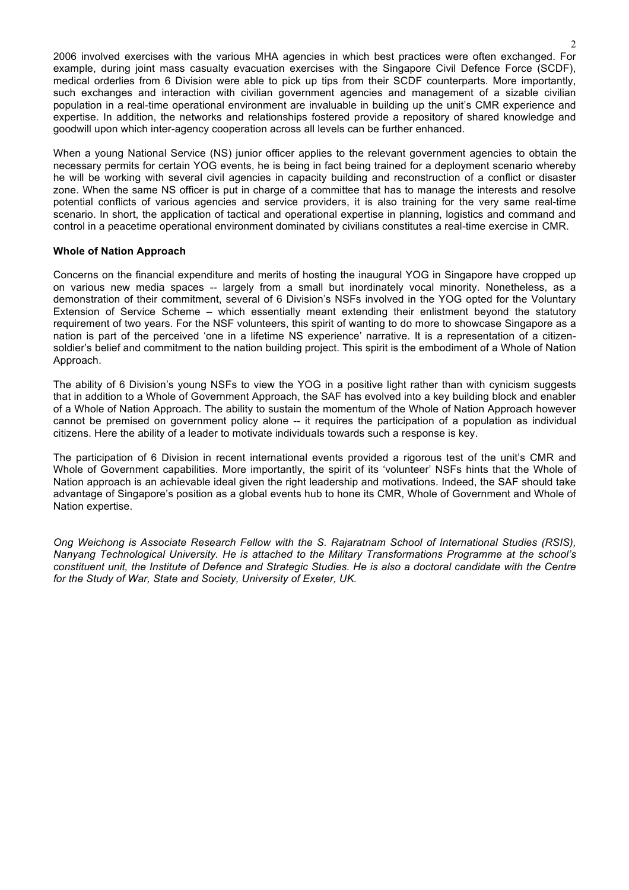2006 involved exercises with the various MHA agencies in which best practices were often exchanged. For example, during joint mass casualty evacuation exercises with the Singapore Civil Defence Force (SCDF), medical orderlies from 6 Division were able to pick up tips from their SCDF counterparts. More importantly, such exchanges and interaction with civilian government agencies and management of a sizable civilian population in a real-time operational environment are invaluable in building up the unit's CMR experience and expertise. In addition, the networks and relationships fostered provide a repository of shared knowledge and goodwill upon which inter-agency cooperation across all levels can be further enhanced.

When a young National Service (NS) junior officer applies to the relevant government agencies to obtain the necessary permits for certain YOG events, he is being in fact being trained for a deployment scenario whereby he will be working with several civil agencies in capacity building and reconstruction of a conflict or disaster zone. When the same NS officer is put in charge of a committee that has to manage the interests and resolve potential conflicts of various agencies and service providers, it is also training for the very same real-time scenario. In short, the application of tactical and operational expertise in planning, logistics and command and control in a peacetime operational environment dominated by civilians constitutes a real-time exercise in CMR.

**Whole of Nation Approach**

Concerns on the financial expenditure and merits of hosting the inaugural YOG in Singapore have cropped up on various new media spaces -- largely from a small but inordinately vocal minority. Nonetheless, as a demonstration of their commitment, several of 6 Division's NSFs involved in the YOG opted for the Voluntary Extension of Service Scheme – which essentially meant extending their enlistment beyond the statutory requirement of two years. For the NSF volunteers, this spirit of wanting to do more to showcase Singapore as a nation is part of the perceived 'one in a lifetime NS experience' narrative. It is a representation of a citizen-soldier's belief and commitment to the nation building project. This spirit is the embodiment of a Whole of Nation Approach.

The ability of 6 Division's young NSFs to view the YOG in a positive light rather than with cynicism suggests that in addition to a Whole of Government Approach, the SAF has evolved into a key building block and enabler of a Whole of Nation Approach. The ability to sustain the momentum of the Whole of Nation Approach however cannot be premised on government policy alone -- it requires the participation of a population as individual citizens. Here the ability of a leader to motivate individuals towards such a response is key.

The participation of 6 Division in recent international events provided a rigorous test of the unit's CMR and Whole of Government capabilities. More importantly, the spirit of its 'volunteer' NSFs hints that the Whole of Nation approach is an achievable ideal given the right leadership and motivations. Indeed, the SAF should take advantage of Singapore's position as a global events hub to hone its CMR, Whole of Government and Whole of Nation expertise.

*Ong Weichong is Associate Research Fellow with the S. Rajaratnam School of International Studies (RSIS), Nanyang Technological University. He is attached to the Military Transformations Programme at the school's constituent unit, the Institute of Defence and Strategic Studies. He is also a doctoral candidate with the Centre for the Study of War, State and Society, University of Exeter, UK.*